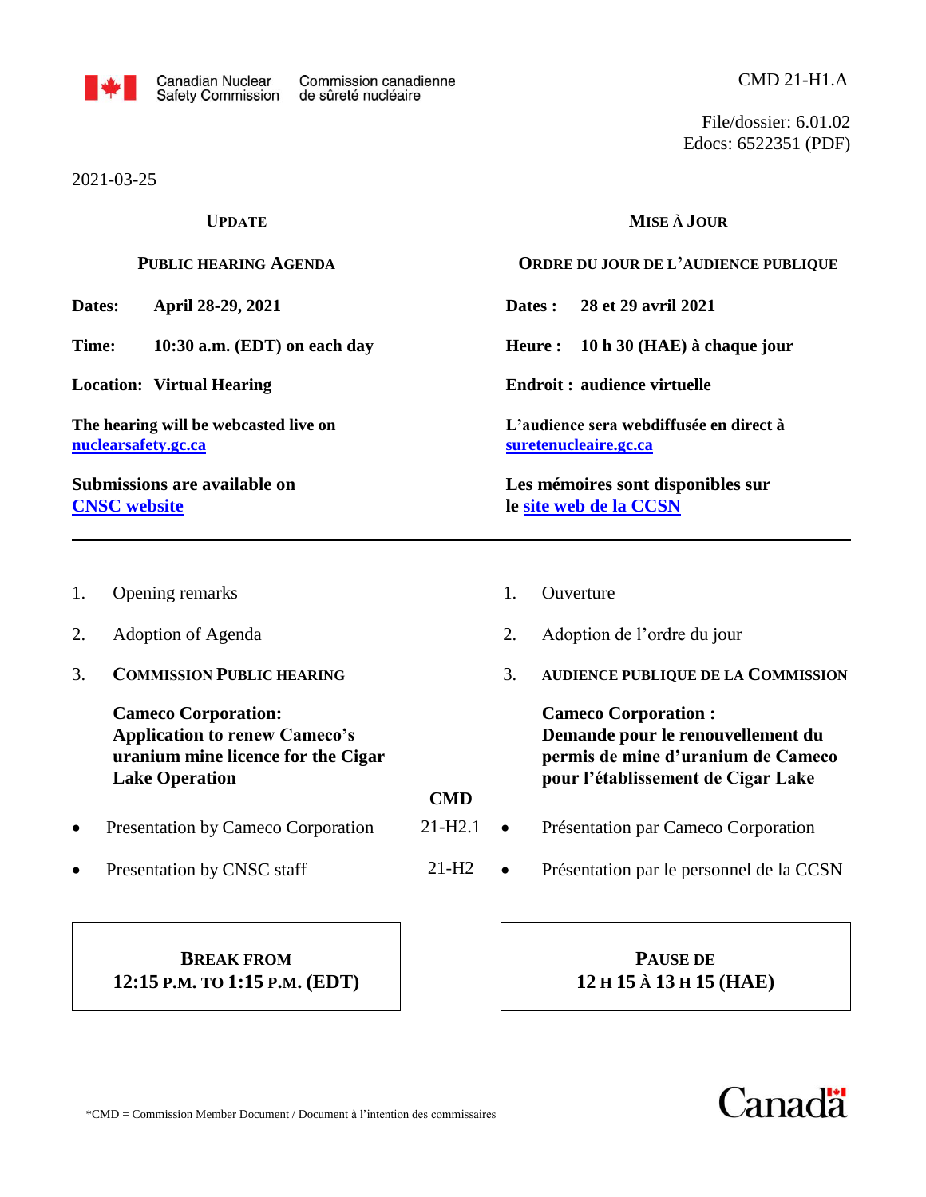Canadian Nuclear Safety Commission / Commission canadienne de sûreté nucléaire

CMD 21-H1.A

File/dossier: 6.01.02
Edocs: 6522351 (PDF)

2021-03-25

| **UPDATE** | **MISE À JOUR** |
|---|---|
| **PUBLIC HEARING AGENDA** | **ORDRE DU JOUR DE L'AUDIENCE PUBLIQUE** |
| **Dates: April 28-29, 2021** | **Dates : 28 et 29 avril 2021** |
| **Time: 10:30 a.m. (EDT) on each day** | **Heure : 10 h 30 (HAE) à chaque jour** |
| **Location: Virtual Hearing** | **Endroit : audience virtuelle** |
| **The hearing will be webcasted live on [nuclearsafety.gc.ca](nuclearsafety.gc.ca)** | **L'audience sera webdiffusée en direct à [suretenucleaire.gc.ca](suretenucleaire.gc.ca)** |
| **Submissions are available on [CNSC website](CNSC website)** | **Les mémoires sont disponibles sur le [site web de la CCSN](site web de la CCSN)** |

---

| | English | CMD | Français |
|---|---|---|---|
| 1. | Opening remarks | | 1. Ouverture |
| 2. | Adoption of Agenda | | 2. Adoption de l'ordre du jour |
| 3. | **COMMISSION PUBLIC HEARING** | | 3. **AUDIENCE PUBLIQUE DE LA COMMISSION** |
| | **Cameco Corporation: Application to renew Cameco's uranium mine licence for the Cigar Lake Operation** | **CMD** | **Cameco Corporation : Demande pour le renouvellement du permis de mine d'uranium de Cameco pour l'établissement de Cigar Lake** |
| • | Presentation by Cameco Corporation | 21-H2.1 | • Présentation par Cameco Corporation |
| • | Presentation by CNSC staff | 21-H2 | • Présentation par le personnel de la CCSN |

| **BREAK FROM 12:15 P.M. TO 1:15 P.M. (EDT)** | **PAUSE DE 12 H 15 À 13 H 15 (HAE)** |
|---|---|

*CMD = Commission Member Document / Document à l'intention des commissaires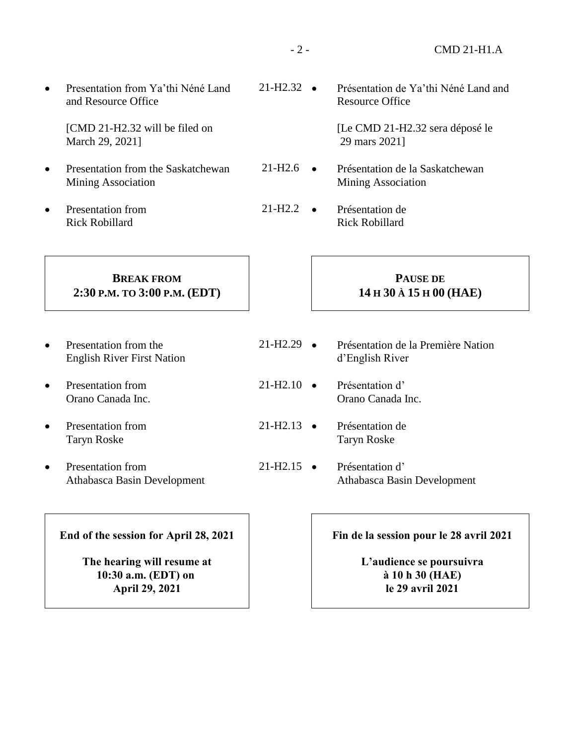- Presentation from Ya'thi Néné Land and Resource Office — 21-H2.32 — Présentation de Ya'thi Néné Land and Resource Office

  [CMD 21-H2.32 will be filed on March 29, 2021] — [Le CMD 21-H2.32 sera déposé le 29 mars 2021]

- Presentation from the Saskatchewan Mining Association — 21-H2.6 — Présentation de la Saskatchewan Mining Association

- Presentation from Rick Robillard — 21-H2.2 — Présentation de Rick Robillard

**BREAK FROM 2:30 P.M. TO 3:00 P.M. (EDT)**

**PAUSE DE 14 H 30 À 15 H 00 (HAE)**

- Presentation from the English River First Nation — 21-H2.29 — Présentation de la Première Nation d'English River

- Presentation from Orano Canada Inc. — 21-H2.10 — Présentation d'Orano Canada Inc.

- Presentation from Taryn Roske — 21-H2.13 — Présentation de Taryn Roske

- Presentation from Athabasca Basin Development — 21-H2.15 — Présentation d'Athabasca Basin Development

**End of the session for April 28, 2021**

**The hearing will resume at 10:30 a.m. (EDT) on April 29, 2021**

**Fin de la session pour le 28 avril 2021**

**L'audience se poursuivra à 10 h 30 (HAE) le 29 avril 2021**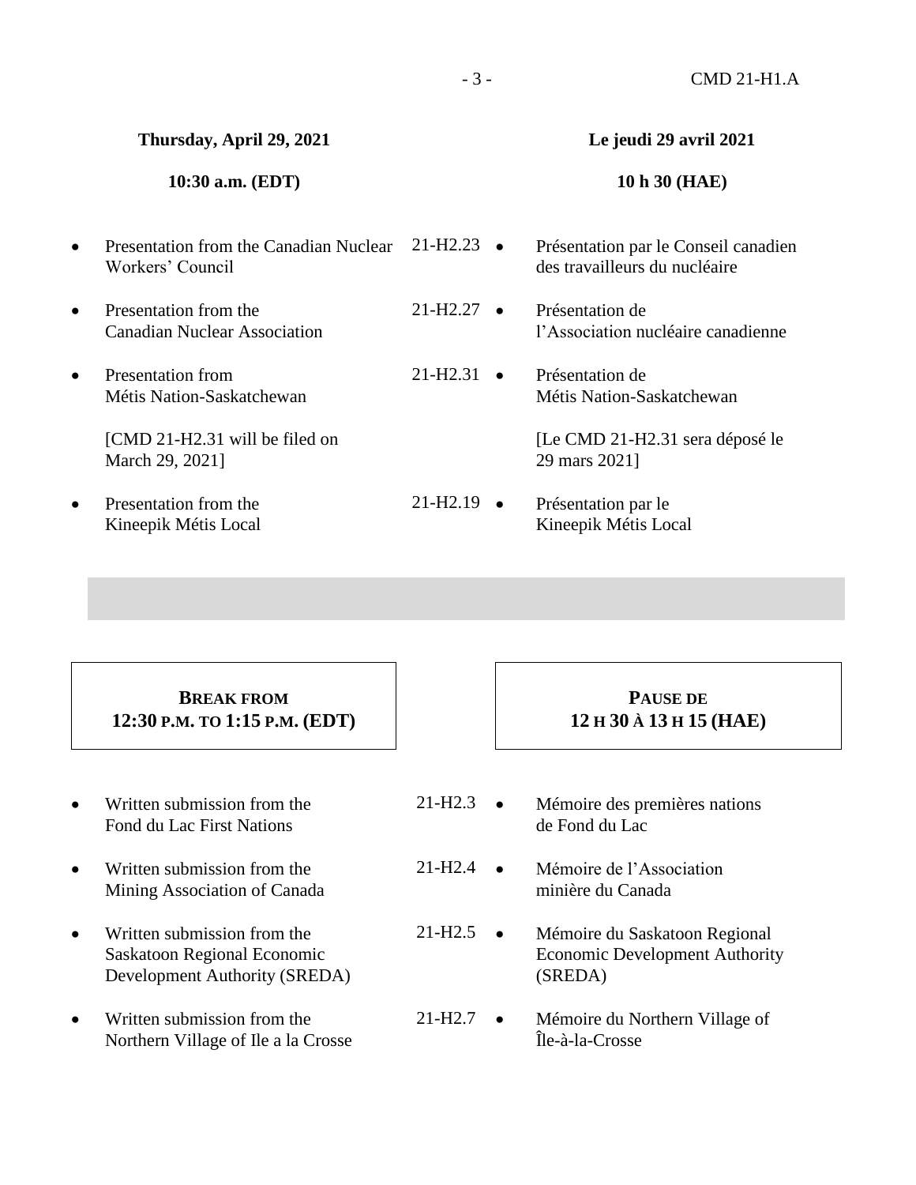| Thursday, April 29, 2021 | | Le jeudi 29 avril 2021 |
|---|---|---|
| **10:30 a.m. (EDT)** | | **10 h 30 (HAE)** |
| • Presentation from the Canadian Nuclear Workers' Council | 21-H2.23 | • Présentation par le Conseil canadien des travailleurs du nucléaire |
| • Presentation from the Canadian Nuclear Association | 21-H2.27 | • Présentation de l'Association nucléaire canadienne |
| • Presentation from Métis Nation-Saskatchewan<br>[CMD 21-H2.31 will be filed on March 29, 2021] | 21-H2.31 | • Présentation de Métis Nation-Saskatchewan<br>[Le CMD 21-H2.31 sera déposé le 29 mars 2021] |
| • Presentation from the Kineepik Métis Local | 21-H2.19 | • Présentation par le Kineepik Métis Local |

**BREAK FROM 12:30 P.M. TO 1:15 P.M. (EDT)**

**PAUSE DE 12 H 30 À 13 H 15 (HAE)**

| | | |
|---|---|---|
| • Written submission from the Fond du Lac First Nations | 21-H2.3 | • Mémoire des premières nations de Fond du Lac |
| • Written submission from the Mining Association of Canada | 21-H2.4 | • Mémoire de l'Association minière du Canada |
| • Written submission from the Saskatoon Regional Economic Development Authority (SREDA) | 21-H2.5 | • Mémoire du Saskatoon Regional Economic Development Authority (SREDA) |
| • Written submission from the Northern Village of Ile a la Crosse | 21-H2.7 | • Mémoire du Northern Village of Île-à-la-Crosse |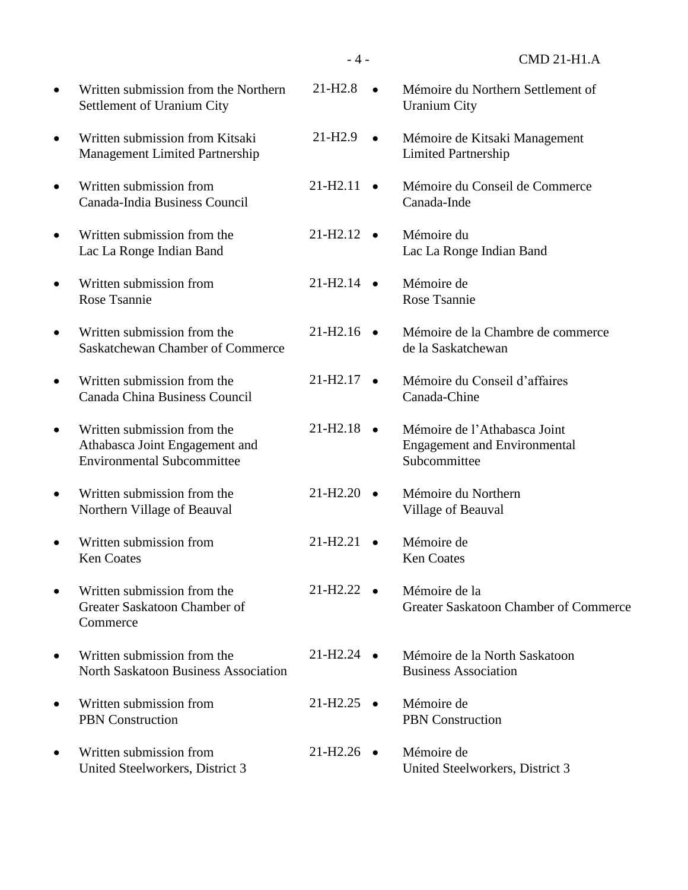| | | |
|---|---|---|
| • Written submission from the Northern Settlement of Uranium City | 21-H2.8 | • Mémoire du Northern Settlement of Uranium City |
| • Written submission from Kitsaki Management Limited Partnership | 21-H2.9 | • Mémoire de Kitsaki Management Limited Partnership |
| • Written submission from Canada-India Business Council | 21-H2.11 | • Mémoire du Conseil de Commerce Canada-Inde |
| • Written submission from the Lac La Ronge Indian Band | 21-H2.12 | • Mémoire du Lac La Ronge Indian Band |
| • Written submission from Rose Tsannie | 21-H2.14 | • Mémoire de Rose Tsannie |
| • Written submission from the Saskatchewan Chamber of Commerce | 21-H2.16 | • Mémoire de la Chambre de commerce de la Saskatchewan |
| • Written submission from the Canada China Business Council | 21-H2.17 | • Mémoire du Conseil d'affaires Canada-Chine |
| • Written submission from the Athabasca Joint Engagement and Environmental Subcommittee | 21-H2.18 | • Mémoire de l'Athabasca Joint Engagement and Environmental Subcommittee |
| • Written submission from the Northern Village of Beauval | 21-H2.20 | • Mémoire du Northern Village of Beauval |
| • Written submission from Ken Coates | 21-H2.21 | • Mémoire de Ken Coates |
| • Written submission from the Greater Saskatoon Chamber of Commerce | 21-H2.22 | • Mémoire de la Greater Saskatoon Chamber of Commerce |
| • Written submission from the North Saskatoon Business Association | 21-H2.24 | • Mémoire de la North Saskatoon Business Association |
| • Written submission from PBN Construction | 21-H2.25 | • Mémoire de PBN Construction |
| • Written submission from United Steelworkers, District 3 | 21-H2.26 | • Mémoire de United Steelworkers, District 3 |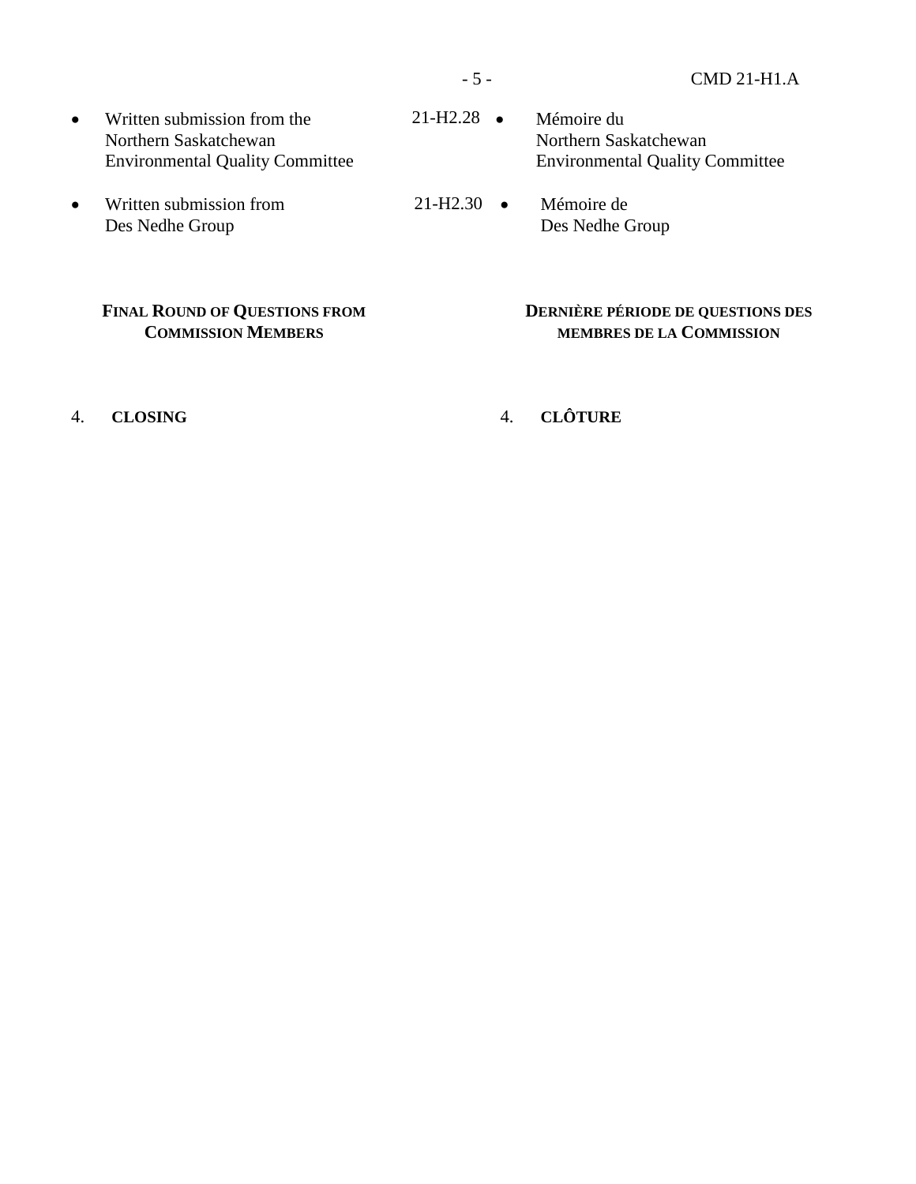- Written submission from the Northern Saskatchewan Environmental Quality Committee — 21-H2.28 — Mémoire du Northern Saskatchewan Environmental Quality Committee

- Written submission from Des Nedhe Group — 21-H2.30 — Mémoire de Des Nedhe Group

**FINAL ROUND OF QUESTIONS FROM COMMISSION MEMBERS**

**DERNIÈRE PÉRIODE DE QUESTIONS DES MEMBRES DE LA COMMISSION**

4. **CLOSING**

4. **CLÔTURE**